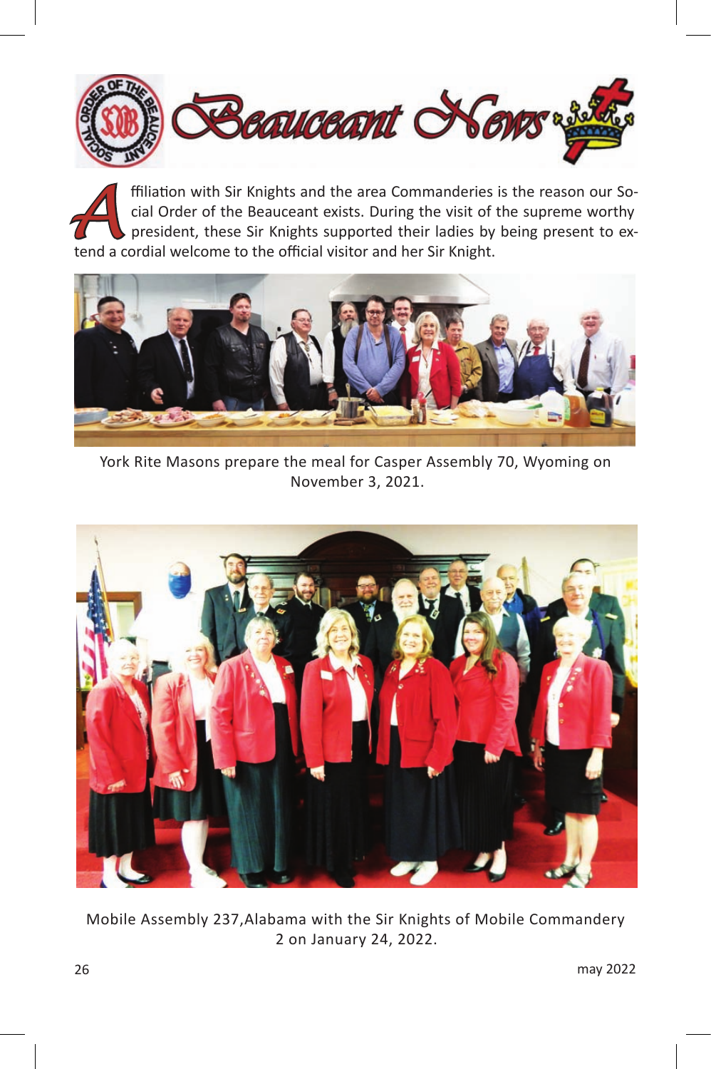# Beauceant News

Affiliation with Sir Knights and the area Commanderies is the reason our Social Order of the Beauceant exists. During the visit of the supreme worthy president, these Sir Knights supported their ladies by being present to extend a cordial welcome to the official visitor and her Sir Knight.

York Rite Masons prepare the meal for Casper Assembly 70, Wyoming on November 3, 2021.

Mobile Assembly 237,Alabama with the Sir Knights of Mobile Commandery 2 on January 24, 2022.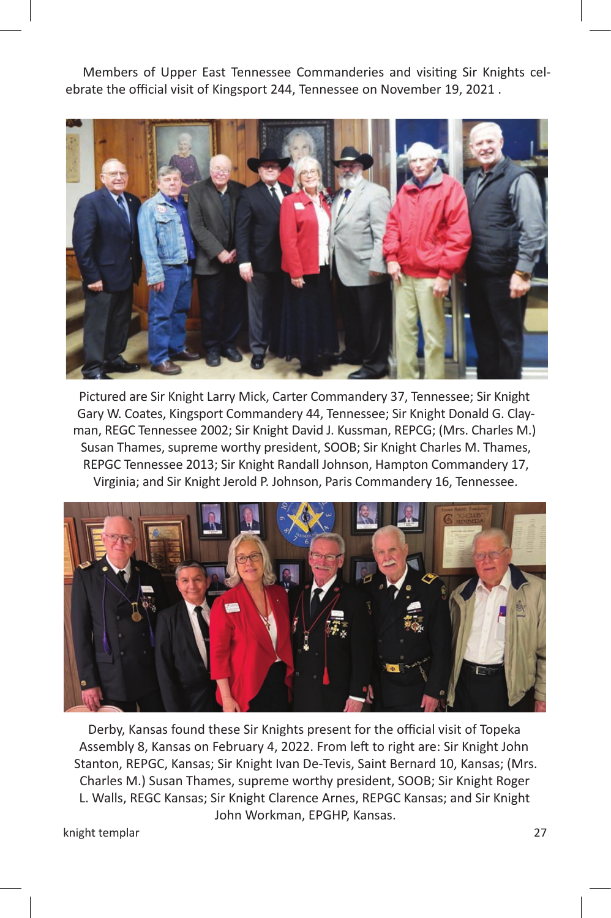Members of Upper East Tennessee Commanderies and visiting Sir Knights celebrate the official visit of Kingsport 244, Tennessee on November 19, 2021 .

Pictured are Sir Knight Larry Mick, Carter Commandery 37, Tennessee; Sir Knight Gary W. Coates, Kingsport Commandery 44, Tennessee; Sir Knight Donald G. Clayman, REGC Tennessee 2002; Sir Knight David J. Kussman, REPCG; (Mrs. Charles M.) Susan Thames, supreme worthy president, SOOB; Sir Knight Charles M. Thames, REPGC Tennessee 2013; Sir Knight Randall Johnson, Hampton Commandery 17, Virginia; and Sir Knight Jerold P. Johnson, Paris Commandery 16, Tennessee.

Derby, Kansas found these Sir Knights present for the official visit of Topeka Assembly 8, Kansas on February 4, 2022. From left to right are: Sir Knight John Stanton, REPGC, Kansas; Sir Knight Ivan De-Tevis, Saint Bernard 10, Kansas; (Mrs. Charles M.) Susan Thames, supreme worthy president, SOOB; Sir Knight Roger L. Walls, REGC Kansas; Sir Knight Clarence Arnes, REPGC Kansas; and Sir Knight John Workman, EPGHP, Kansas.